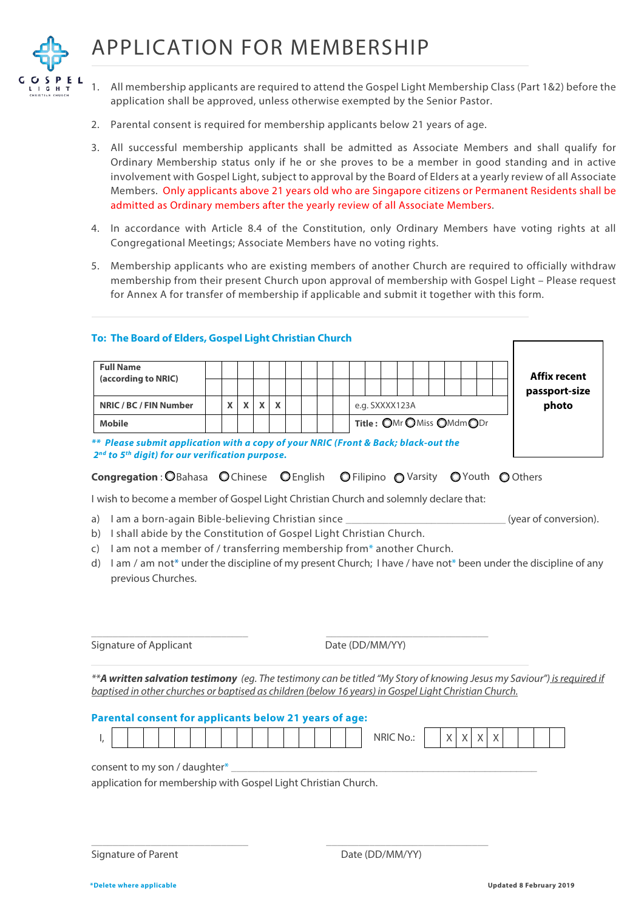# APPLICATION FOR MEMBERSHIP

1. All membership applicants are required to attend the Gospel Light Membership Class (Part 1&2) before the application shall be approved, unless otherwise exempted by the Senior Pastor.
2. Parental consent is required for membership applicants below 21 years of age.
3. All successful membership applicants shall be admitted as Associate Members and shall qualify for Ordinary Membership status only if he or she proves to be a member in good standing and in active involvement with Gospel Light, subject to approval by the Board of Elders at a yearly review of all Associate Members. Only applicants above 21 years old who are Singapore citizens or Permanent Residents shall be admitted as Ordinary members after the yearly review of all Associate Members.
4. In accordance with Article 8.4 of the Constitution, only Ordinary Members have voting rights at all Congregational Meetings; Associate Members have no voting rights.
5. Membership applicants who are existing members of another Church are required to officially withdraw membership from their present Church upon approval of membership with Gospel Light – Please request for Annex A for transfer of membership if applicable and submit it together with this form.

**To: The Board of Elders, Gospel Light Christian Church**

| | | |
|---|---|---|
| **Full Name (according to NRIC)** | | **Affix recent passport-size photo** |
| **NRIC / BC / FIN Number** | X X X X &nbsp; e.g. SXXXX123A | |
| **Mobile** | **Title :** ○Mr ○Miss ○Mdm ○Dr | |

***\* Please submit application with a copy of your NRIC (Front & Back; black-out the 2nd to 5th digit) for our verification purpose.***

**Congregation** : ○Bahasa ○Chinese ○English ○Filipino ○Varsity ○Youth ○Others

I wish to become a member of Gospel Light Christian Church and solemnly declare that:

a) I am a born-again Bible-believing Christian since ______________________________ (year of conversion).

b) I shall abide by the Constitution of Gospel Light Christian Church.

c) I am not a member of / transferring membership from* another Church.

d) I am / am not* under the discipline of my present Church; I have / have not* been under the discipline of any previous Churches.

______________________________ Signature of Applicant

______________________________ Date (DD/MM/YY)

*\*\***A written salvation testimony** (eg. The testimony can be titled "My Story of knowing Jesus my Saviour") is required if baptised in other churches or baptised as children (below 16 years) in Gospel Light Christian Church.*

**Parental consent for applicants below 21 years of age:**

I, ______________________________ NRIC No.: _ X X X X _ _ _ _

consent to my son / daughter* ______________________________

application for membership with Gospel Light Christian Church.

______________________________ Signature of Parent

______________________________ Date (DD/MM/YY)

*Delete where applicable

Updated 8 February 2019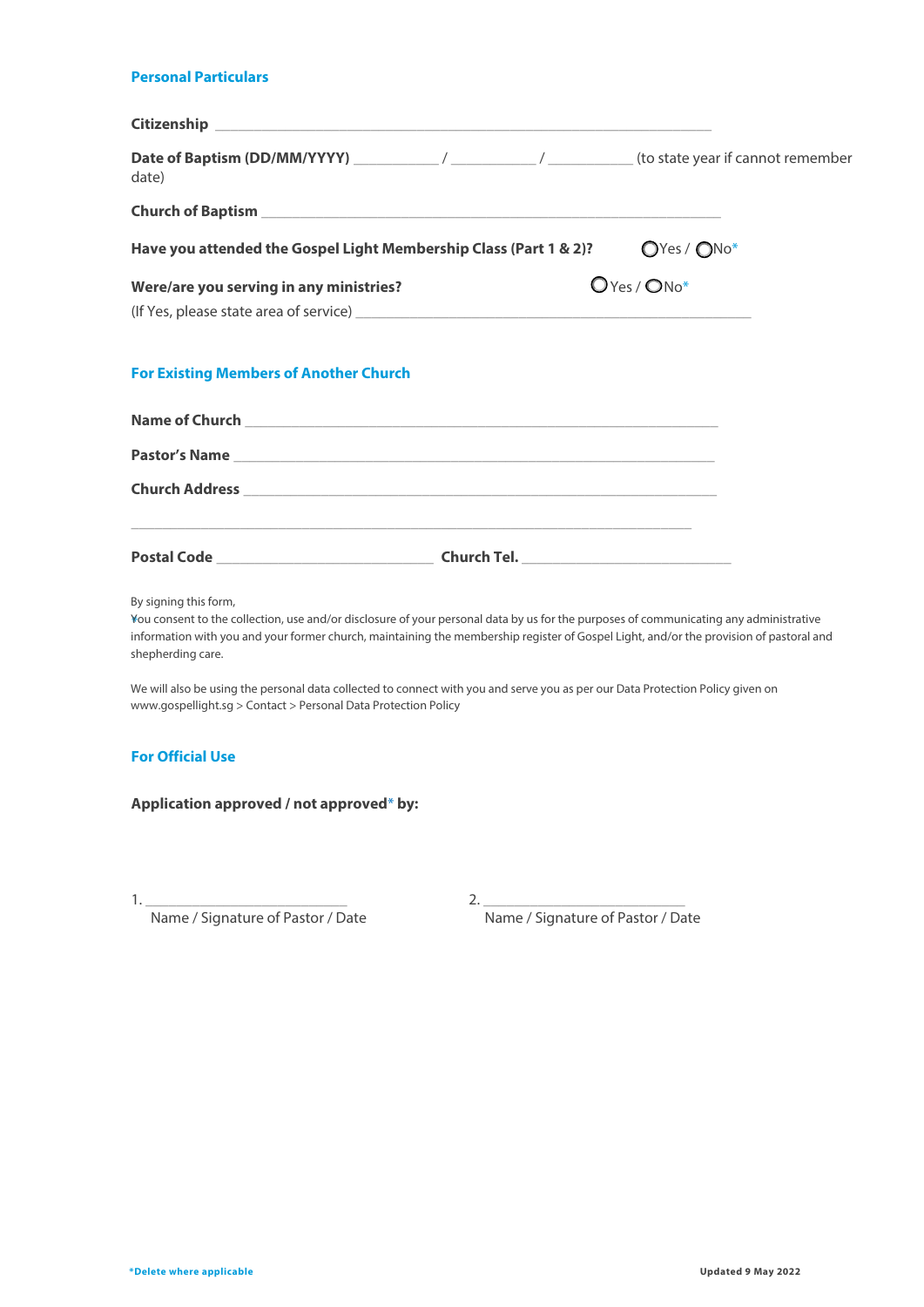## Personal Particulars

**Citizenship** ______________________________________________________________

**Date of Baptism (DD/MM/YYYY)** ___________ / ___________ / ___________ (to state year if cannot remember date)

**Church of Baptism** ______________________________________________________________

**Have you attended the Gospel Light Membership Class (Part 1 & 2)?** ◯Yes / ◯No*

**Were/are you serving in any ministries?** ◯Yes / ◯No*

(If Yes, please state area of service) ______________________________________________________

## For Existing Members of Another Church

**Name of Church** ______________________________________________________________

**Pastor's Name** ______________________________________________________________

**Church Address** ______________________________________________________________

______________________________________________________________________________

**Postal Code** ____________________________ **Church Tel.** ____________________________

By signing this form,
You consent to the collection, use and/or disclosure of your personal data by us for the purposes of communicating any administrative information with you and your former church, maintaining the membership register of Gospel Light, and/or the provision of pastoral and shepherding care.

We will also be using the personal data collected to connect with you and serve you as per our Data Protection Policy given on www.gospellight.sg > Contact > Personal Data Protection Policy

## For Official Use

**Application approved / not approved* by:**

1. ____________________________
Name / Signature of Pastor / Date

2. ____________________________
Name / Signature of Pastor / Date

*Delete where applicable

Updated 9 May 2022